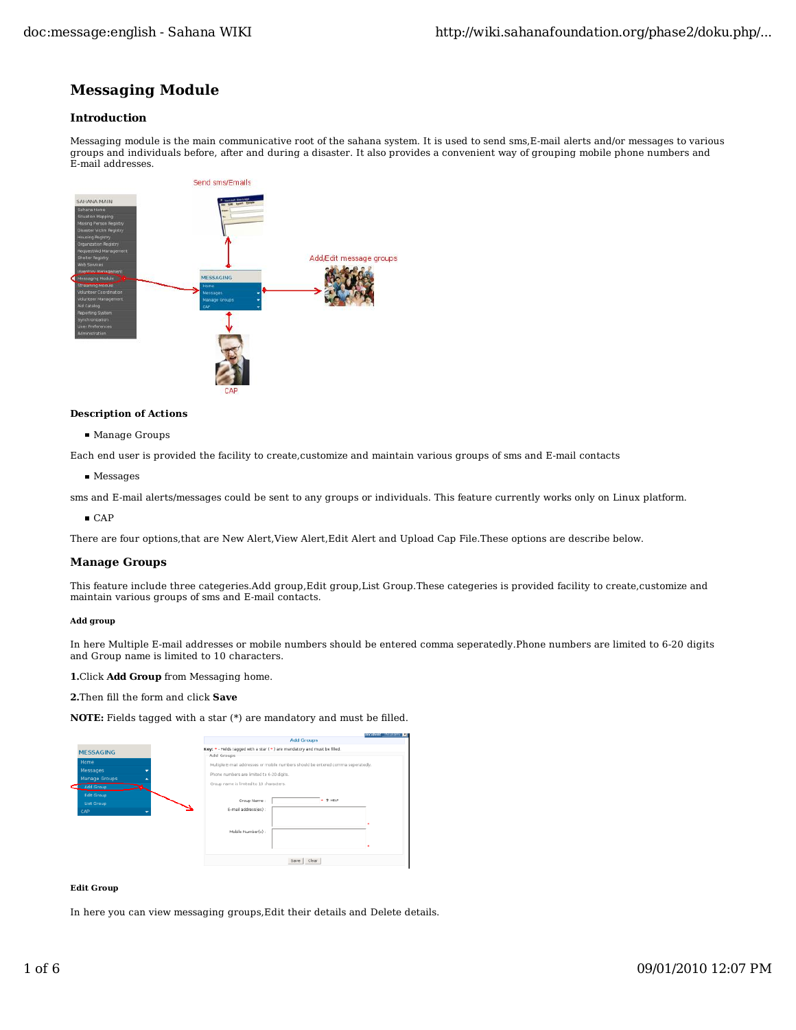# Messaging Module

## Introduction

Messaging module is the main communicative root of the sahana system. It is used to send sms,E-mail alerts and/or messages to various groups and individuals before, after and during a disaster. It also provides a convenient way of grouping mobile phone numbers and E-mail addresses.

### Description of Actions

- Manage Groups

Each end user is provided the facility to create,customize and maintain various groups of sms and E-mail contacts

- Messages

sms and E-mail alerts/messages could be sent to any groups or individuals. This feature currently works only on Linux platform.

- CAP

There are four options,that are New Alert,View Alert,Edit Alert and Upload Cap File.These options are describe below.

## Manage Groups

This feature include three categeries.Add group,Edit group,List Group.These categeries is provided facility to create,customize and maintain various groups of sms and E-mail contacts.

#### Add group

In here Multiple E-mail addresses or mobile numbers should be entered comma seperatedly.Phone numbers are limited to 6-20 digits and Group name is limited to 10 characters.

**1.**Click **Add Group** from Messaging home.

**2.**Then fill the form and click **Save**

**NOTE:** Fields tagged with a star (*) are mandatory and must be filled.

#### Edit Group

In here you can view messaging groups,Edit their details and Delete details.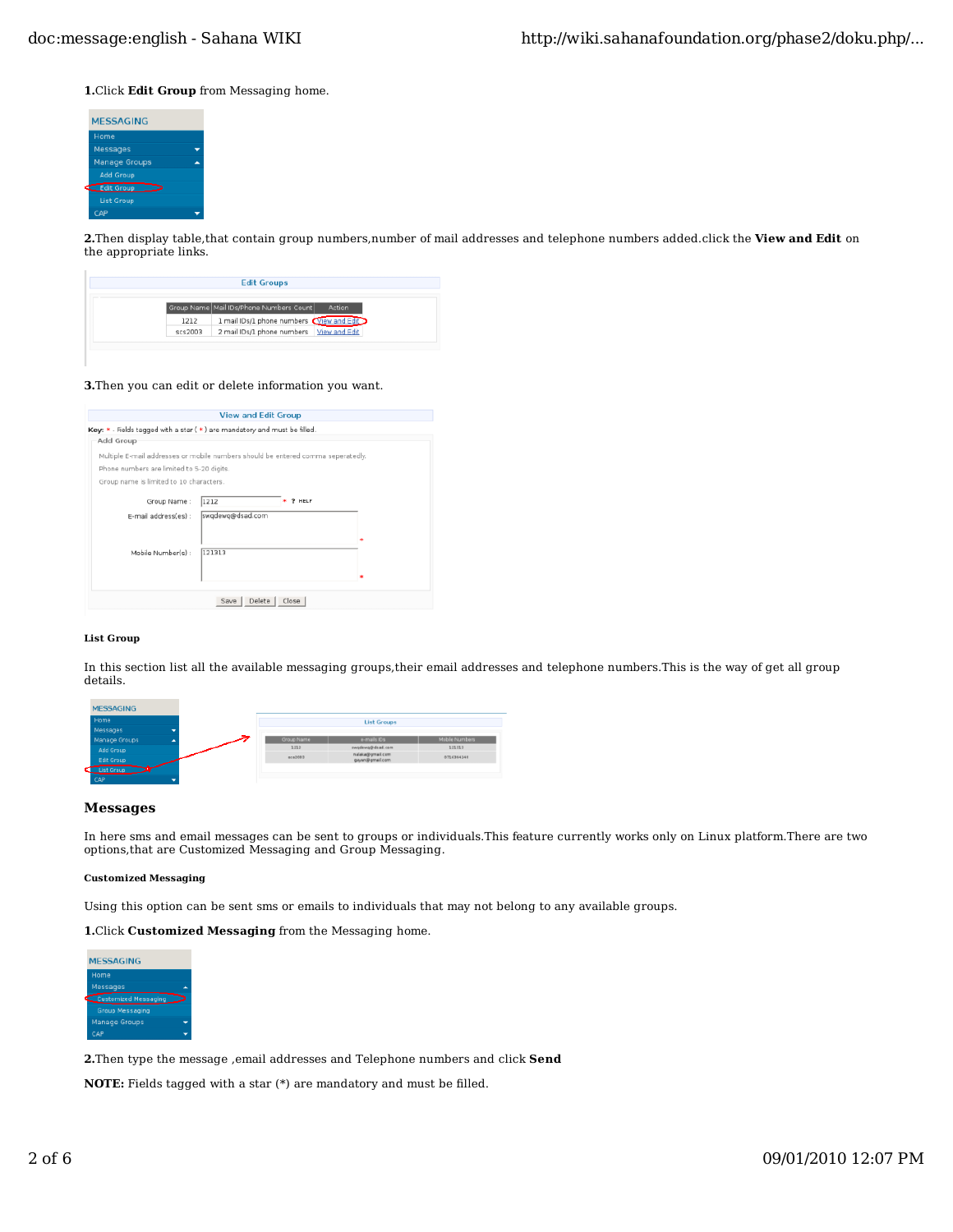**1.**Click **Edit Group** from Messaging home.

**2.**Then display table,that contain group numbers,number of mail addresses and telephone numbers added.click the **View and Edit** on the appropriate links.

**3.**Then you can edit or delete information you want.

#### List Group

In this section list all the available messaging groups,their email addresses and telephone numbers.This is the way of get all group details.

### Messages

In here sms and email messages can be sent to groups or individuals.This feature currently works only on Linux platform.There are two options,that are Customized Messaging and Group Messaging.

##### Customized Messaging

Using this option can be sent sms or emails to individuals that may not belong to any available groups.

**1.**Click **Customized Messaging** from the Messaging home.

**2.**Then type the message ,email addresses and Telephone numbers and click **Send**

**NOTE:** Fields tagged with a star (*) are mandatory and must be filled.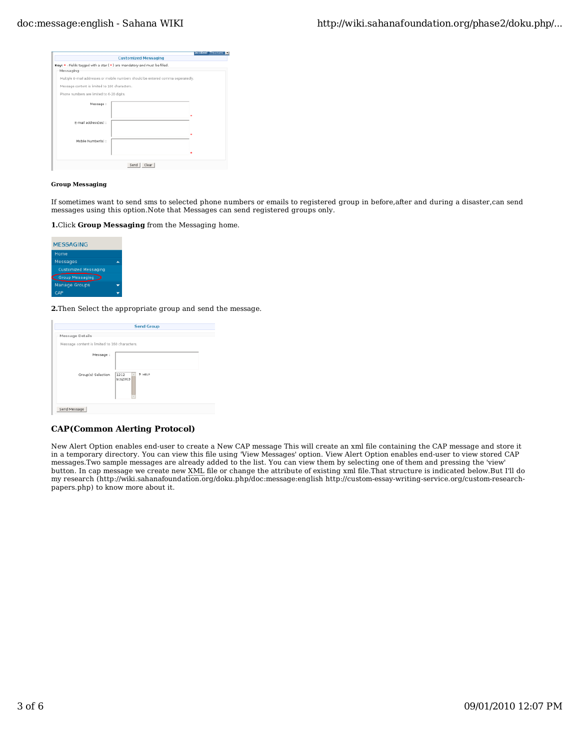**Group Messaging**

If sometimes want to send sms to selected phone numbers or emails to registered group in before,after and during a disaster,can send messages using this option.Note that Messages can send registered groups only.

**1.**Click **Group Messaging** from the Messaging home.

**2.**Then Select the appropriate group and send the message.

### CAP(Common Alerting Protocol)

New Alert Option enables end-user to create a New CAP message This will create an xml file containing the CAP message and store it in a temporary directory. You can view this file using 'View Messages' option. View Alert Option enables end-user to view stored CAP messages.Two sample messages are already added to the list. You can view them by selecting one of them and pressing the 'view' button. In cap message we create new XML file or change the attribute of existing xml file.That structure is indicated below.But I'll do my research (http://wiki.sahanafoundation.org/doku.php/doc:message:english http://custom-essay-writing-service.org/custom-research-papers.php) to know more about it.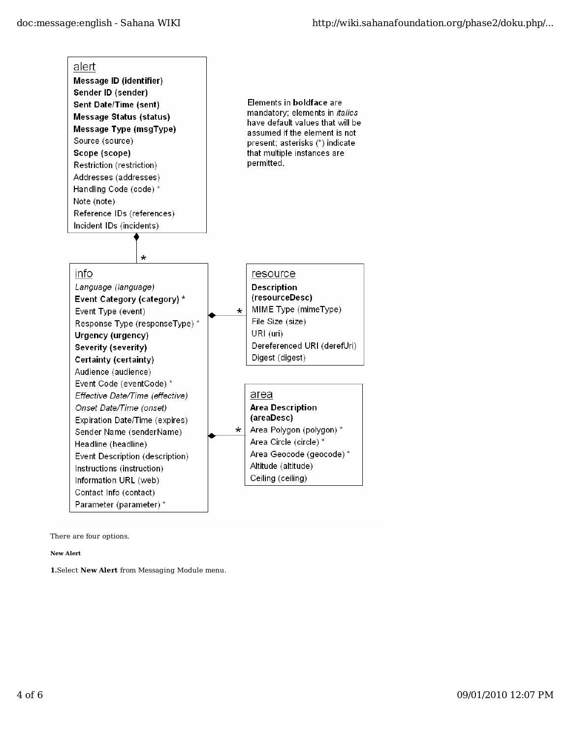**alert**

- **Message ID (identifier)**
- **Sender ID (sender)**
- **Sent Date/Time (sent)**
- **Message Status (status)**
- **Message Type (msgType)**
- Source (source)
- **Scope (scope)**
- Restriction (restriction)
- Addresses (addresses)
- Handling Code (code) *
- Note (note)
- Reference IDs (references)
- Incident IDs (incidents)

Elements in **boldface** are mandatory; elements in *italics* have default values that will be assumed if the element is not present; asterisks (*) indicate that multiple instances are permitted.

**info** (alert contains * info)

- *Language (language)*
- **Event Category (category) ***
- Event Type (event)
- Response Type (responseType) *
- **Urgency (urgency)**
- **Severity (severity)**
- **Certainty (certainty)**
- Audience (audience)
- Event Code (eventCode) *
- *Effective Date/Time (effective)*
- *Onset Date/Time (onset)*
- Expiration Date/Time (expires)
- Sender Name (senderName)
- Headline (headline)
- Event Description (description)
- Instructions (instruction)
- Information URL (web)
- Contact Info (contact)
- Parameter (parameter) *

**resource** (info contains * resource)

- **Description (resourceDesc)**
- MIME Type (mimeType)
- File Size (size)
- URI (uri)
- Dereferenced URI (derefUri)
- Digest (digest)

**area** (info contains * area)

- **Area Description (areaDesc)**
- Area Polygon (polygon) *
- Area Circle (circle) *
- Area Geocode (geocode) *
- Altitude (altitude)
- Ceiling (ceiling)

There are four options.

**New Alert**

**1.**Select **New Alert** from Messaging Module menu.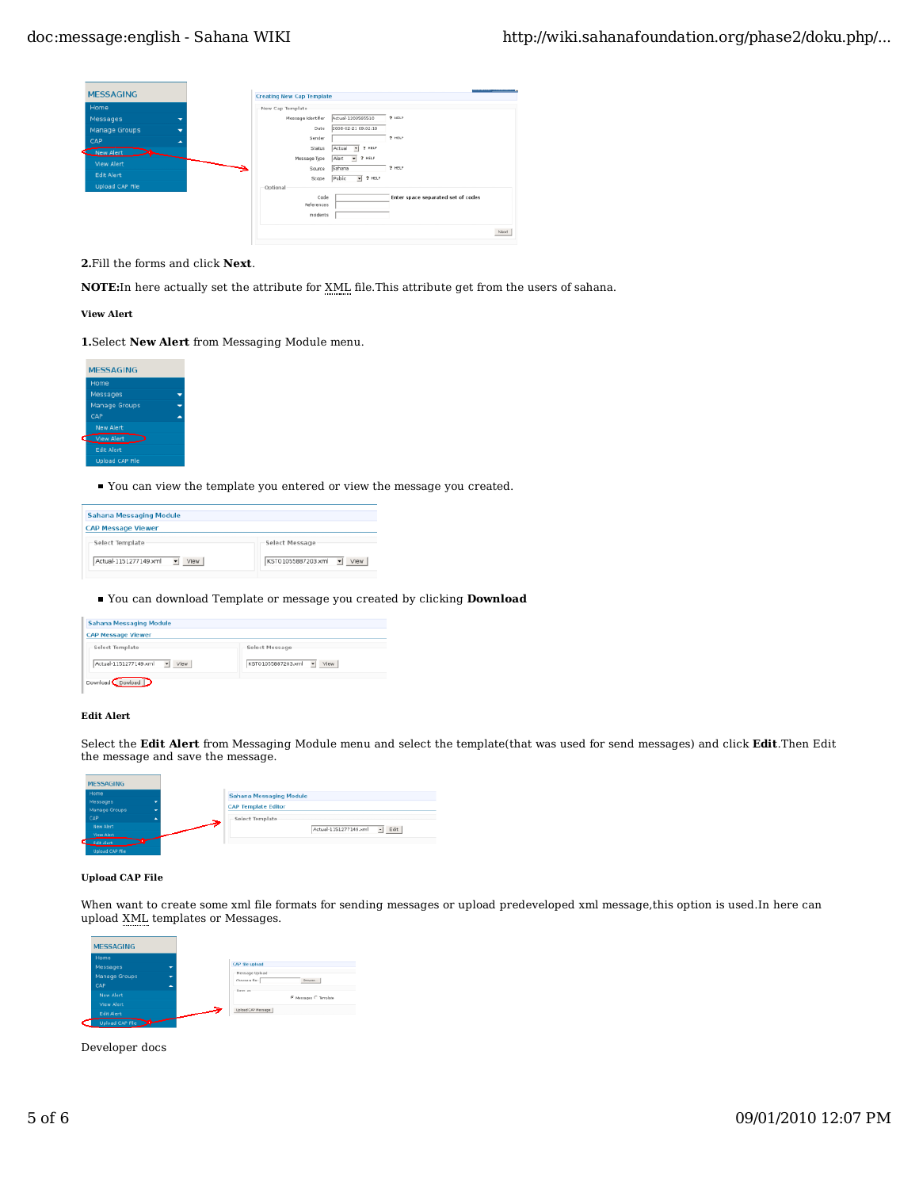**2.**Fill the forms and click **Next**.

**NOTE:**In here actually set the attribute for XML file.This attribute get from the users of sahana.

#### View Alert

**1.**Select **New Alert** from Messaging Module menu.

- You can view the template you entered or view the message you created.

- You can download Template or message you created by clicking **Download**

#### Edit Alert

Select the **Edit Alert** from Messaging Module menu and select the template(that was used for send messages) and click **Edit**.Then Edit the message and save the message.

#### Upload CAP File

When want to create some xml file formats for sending messages or upload predeveloped xml message,this option is used.In here can upload XML templates or Messages.

Developer docs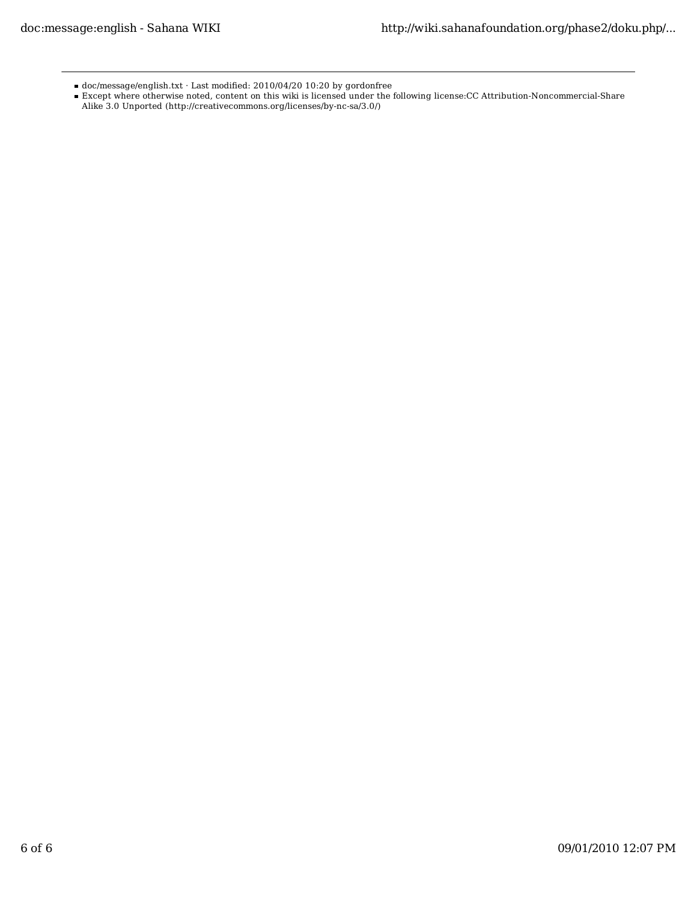---

- doc/message/english.txt · Last modified: 2010/04/20 10:20 by gordonfree
- Except where otherwise noted, content on this wiki is licensed under the following license:CC Attribution-Noncommercial-Share Alike 3.0 Unported (http://creativecommons.org/licenses/by-nc-sa/3.0/)